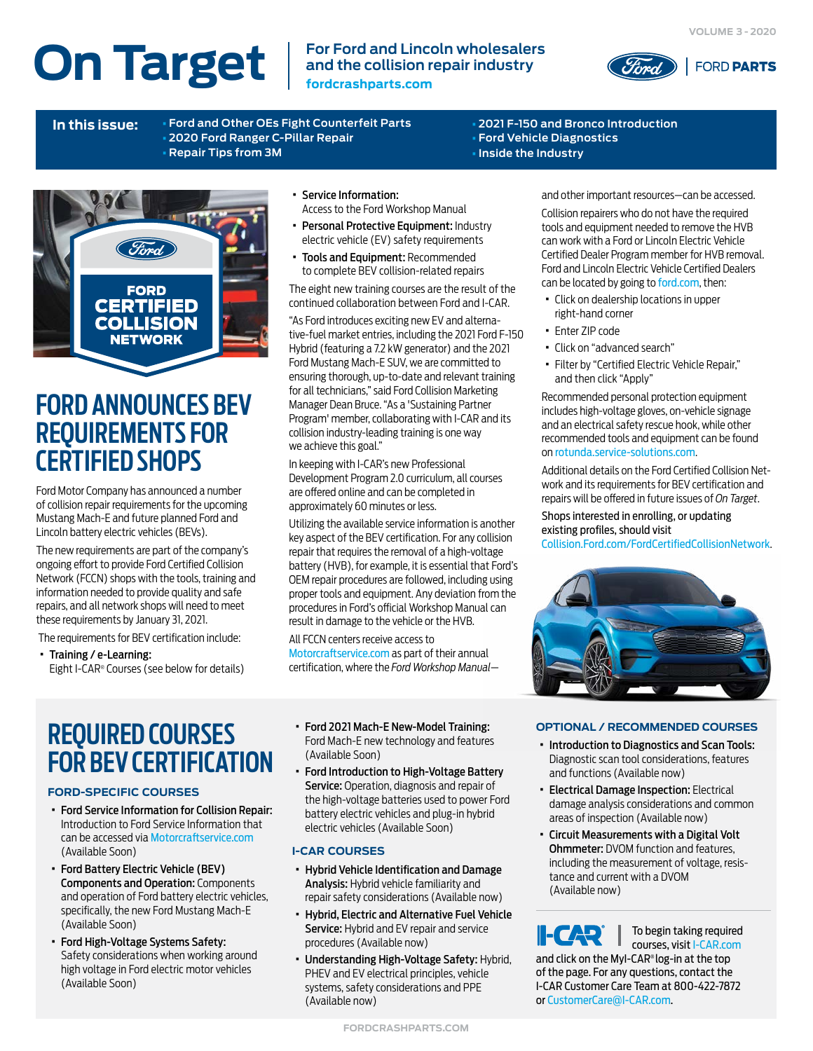# On Target

**For Ford and Lincoln wholesalers and the collision repair industry**
fordcrashparts.com

VOLUME 3 - 2020

FORD | FORD PARTS

**In this issue:**
- Ford and Other OEs Fight Counterfeit Parts
- 2020 Ford Ranger C-Pillar Repair
- Repair Tips from 3M
- 2021 F-150 and Bronco Introduction
- Ford Vehicle Diagnostics
- Inside the Industry

FORD CERTIFIED COLLISION NETWORK

# FORD ANNOUNCES BEV REQUIREMENTS FOR CERTIFIED SHOPS

Ford Motor Company has announced a number of collision repair requirements for the upcoming Mustang Mach-E and future planned Ford and Lincoln battery electric vehicles (BEVs).

The new requirements are part of the company's ongoing effort to provide Ford Certified Collision Network (FCCN) shops with the tools, training and information needed to provide quality and safe repairs, and all network shops will need to meet these requirements by January 31, 2021.

The requirements for BEV certification include:

- **Training / e-Learning:** Eight I-CAR® Courses (see below for details)
- **Service Information:** Access to the Ford Workshop Manual
- **Personal Protective Equipment:** Industry electric vehicle (EV) safety requirements
- **Tools and Equipment:** Recommended to complete BEV collision-related repairs

The eight new training courses are the result of the continued collaboration between Ford and I-CAR.

"As Ford introduces exciting new EV and alternative-fuel market entries, including the 2021 Ford F-150 Hybrid (featuring a 7.2 kW generator) and the 2021 Ford Mustang Mach-E SUV, we are committed to ensuring thorough, up-to-date and relevant training for all technicians," said Ford Collision Marketing Manager Dean Bruce. "As a 'Sustaining Partner Program' member, collaborating with I-CAR and its collision industry-leading training is one way we achieve this goal."

In keeping with I-CAR's new Professional Development Program 2.0 curriculum, all courses are offered online and can be completed in approximately 60 minutes or less.

Utilizing the available service information is another key aspect of the BEV certification. For any collision repair that requires the removal of a high-voltage battery (HVB), for example, it is essential that Ford's OEM repair procedures are followed, including using proper tools and equipment. Any deviation from the procedures in Ford's official Workshop Manual can result in damage to the vehicle or the HVB.

All FCCN centers receive access to Motorcraftservice.com as part of their annual certification, where the *Ford Workshop Manual*—and other important resources—can be accessed.

Collision repairers who do not have the required tools and equipment needed to remove the HVB can work with a Ford or Lincoln Electric Vehicle Certified Dealer Program member for HVB removal. Ford and Lincoln Electric Vehicle Certified Dealers can be located by going to ford.com, then:

- Click on dealership locations in upper right-hand corner
- Enter ZIP code
- Click on "advanced search"
- Filter by "Certified Electric Vehicle Repair," and then click "Apply"

Recommended personal protection equipment includes high-voltage gloves, on-vehicle signage and an electrical safety rescue hook, while other recommended tools and equipment can be found on rotunda.service-solutions.com.

Additional details on the Ford Certified Collision Network and its requirements for BEV certification and repairs will be offered in future issues of *On Target*.

Shops interested in enrolling, or updating existing profiles, should visit Collision.Ford.com/FordCertifiedCollisionNetwork.

# REQUIRED COURSES FOR BEV CERTIFICATION

### FORD-SPECIFIC COURSES

- **Ford Service Information for Collision Repair:** Introduction to Ford Service Information that can be accessed via Motorcraftservice.com (Available Soon)
- **Ford Battery Electric Vehicle (BEV) Components and Operation:** Components and operation of Ford battery electric vehicles, specifically, the new Ford Mustang Mach-E (Available Soon)
- **Ford High-Voltage Systems Safety:** Safety considerations when working around high voltage in Ford electric motor vehicles (Available Soon)
- **Ford 2021 Mach-E New-Model Training:** Ford Mach-E new technology and features (Available Soon)
- **Ford Introduction to High-Voltage Battery Service:** Operation, diagnosis and repair of the high-voltage batteries used to power Ford battery electric vehicles and plug-in hybrid electric vehicles (Available Soon)

### I-CAR COURSES

- **Hybrid Vehicle Identification and Damage Analysis:** Hybrid vehicle familiarity and repair safety considerations (Available now)
- **Hybrid, Electric and Alternative Fuel Vehicle Service:** Hybrid and EV repair and service procedures (Available now)
- **Understanding High-Voltage Safety:** Hybrid, PHEV and EV electrical principles, vehicle systems, safety considerations and PPE (Available now)

### OPTIONAL / RECOMMENDED COURSES

- **Introduction to Diagnostics and Scan Tools:** Diagnostic scan tool considerations, features and functions (Available now)
- **Electrical Damage Inspection:** Electrical damage analysis considerations and common areas of inspection (Available now)
- **Circuit Measurements with a Digital Volt Ohmmeter:** DVOM function and features, including the measurement of voltage, resistance and current with a DVOM (Available now)

I-CAR | To begin taking required courses, visit I-CAR.com and click on the MyI-CAR® log-in at the top of the page. For any questions, contact the I-CAR Customer Care Team at 800-422-7872 or CustomerCare@I-CAR.com.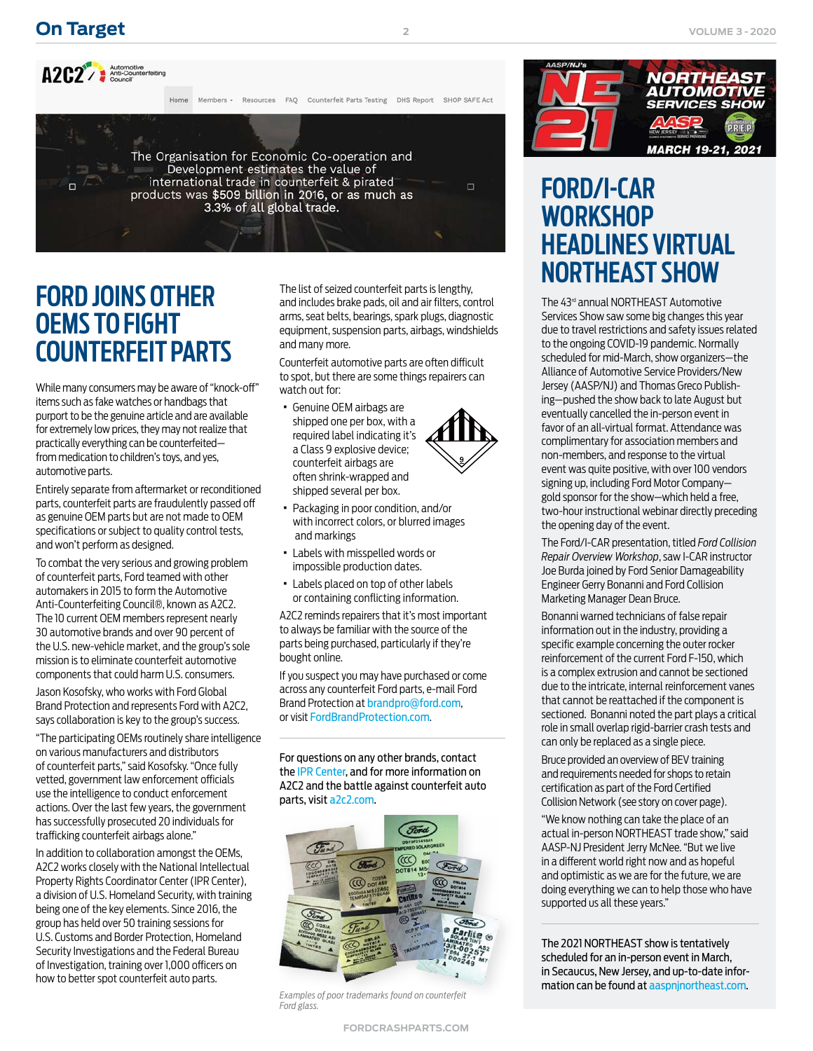The Organisation for Economic Co-operation and Development estimates the value of international trade in counterfeit & pirated products was $509 billion in 2016, or as much as 3.3% of all global trade.

# FORD JOINS OTHER OEMS TO FIGHT COUNTERFEIT PARTS

While many consumers may be aware of "knock-off" items such as fake watches or handbags that purport to be the genuine article and are available for extremely low prices, they may not realize that practically everything can be counterfeited—from medication to children's toys, and yes, automotive parts.

Entirely separate from aftermarket or reconditioned parts, counterfeit parts are fraudulently passed off as genuine OEM parts but are not made to OEM specifications or subject to quality control tests, and won't perform as designed.

To combat the very serious and growing problem of counterfeit parts, Ford teamed with other automakers in 2015 to form the Automotive Anti-Counterfeiting Council®, known as A2C2. The 10 current OEM members represent nearly 30 automotive brands and over 90 percent of the U.S. new-vehicle market, and the group's sole mission is to eliminate counterfeit automotive components that could harm U.S. consumers.

Jason Kosofsky, who works with Ford Global Brand Protection and represents Ford with A2C2, says collaboration is key to the group's success.

"The participating OEMs routinely share intelligence on various manufacturers and distributors of counterfeit parts," said Kosofsky. "Once fully vetted, government law enforcement officials use the intelligence to conduct enforcement actions. Over the last few years, the government has successfully prosecuted 20 individuals for trafficking counterfeit airbags alone."

In addition to collaboration amongst the OEMs, A2C2 works closely with the National Intellectual Property Rights Coordinator Center (IPR Center), a division of U.S. Homeland Security, with training being one of the key elements. Since 2016, the group has held over 50 training sessions for U.S. Customs and Border Protection, Homeland Security Investigations and the Federal Bureau of Investigation, training over 1,000 officers on how to better spot counterfeit auto parts.

The list of seized counterfeit parts is lengthy, and includes brake pads, oil and air filters, control arms, seat belts, bearings, spark plugs, diagnostic equipment, suspension parts, airbags, windshields and many more.

Counterfeit automotive parts are often difficult to spot, but there are some things repairers can watch out for:

- Genuine OEM airbags are shipped one per box, with a required label indicating it's a Class 9 explosive device; counterfeit airbags are often shrink-wrapped and shipped several per box.
- Packaging in poor condition, and/or with incorrect colors, or blurred images and markings
- Labels with misspelled words or impossible production dates.
- Labels placed on top of other labels or containing conflicting information.

A2C2 reminds repairers that it's most important to always be familiar with the source of the parts being purchased, particularly if they're bought online.

If you suspect you may have purchased or come across any counterfeit Ford parts, e-mail Ford Brand Protection at brandpro@ford.com, or visit FordBrandProtection.com.

**For questions on any other brands, contact the IPR Center, and for more information on A2C2 and the battle against counterfeit auto parts, visit a2c2.com.**

*Examples of poor trademarks found on counterfeit Ford glass.*

# FORD/I-CAR WORKSHOP HEADLINES VIRTUAL NORTHEAST SHOW

The 43rd annual NORTHEAST Automotive Services Show saw some big changes this year due to travel restrictions and safety issues related to the ongoing COVID-19 pandemic. Normally scheduled for mid-March, show organizers—the Alliance of Automotive Service Providers/New Jersey (AASP/NJ) and Thomas Greco Publishing—pushed the show back to late August but eventually cancelled the in-person event in favor of an all-virtual format. Attendance was complimentary for association members and non-members, and response to the virtual event was quite positive, with over 100 vendors signing up, including Ford Motor Company—gold sponsor for the show—which held a free, two-hour instructional webinar directly preceding the opening day of the event.

The Ford/I-CAR presentation, titled *Ford Collision Repair Overview Workshop*, saw I-CAR instructor Joe Burda joined by Ford Senior Damageability Engineer Gerry Bonanni and Ford Collision Marketing Manager Dean Bruce.

Bonanni warned technicians of false repair information out in the industry, providing a specific example concerning the outer rocker reinforcement of the current Ford F-150, which is a complex extrusion and cannot be sectioned due to the intricate, internal reinforcement vanes that cannot be reattached if the component is sectioned. Bonanni noted the part plays a critical role in small overlap high-barrier crash tests and can only be replaced as a single piece.

Bruce provided an overview of BEV training and requirements needed for shops to retain certification as part of the Ford Certified Collision Network (see story on cover page).

"We know nothing can take the place of an actual in-person NORTHEAST trade show," said AASP-NJ President Jerry McNee. "But we live in a different world right now and as hopeful and optimistic as we are for the future, we are doing everything we can to help those who have supported us all these years."

The 2021 NORTHEAST show is tentatively scheduled for an in-person event in March, in Secaucus, New Jersey, and up-to-date information can be found at aaspnjnortheast.com.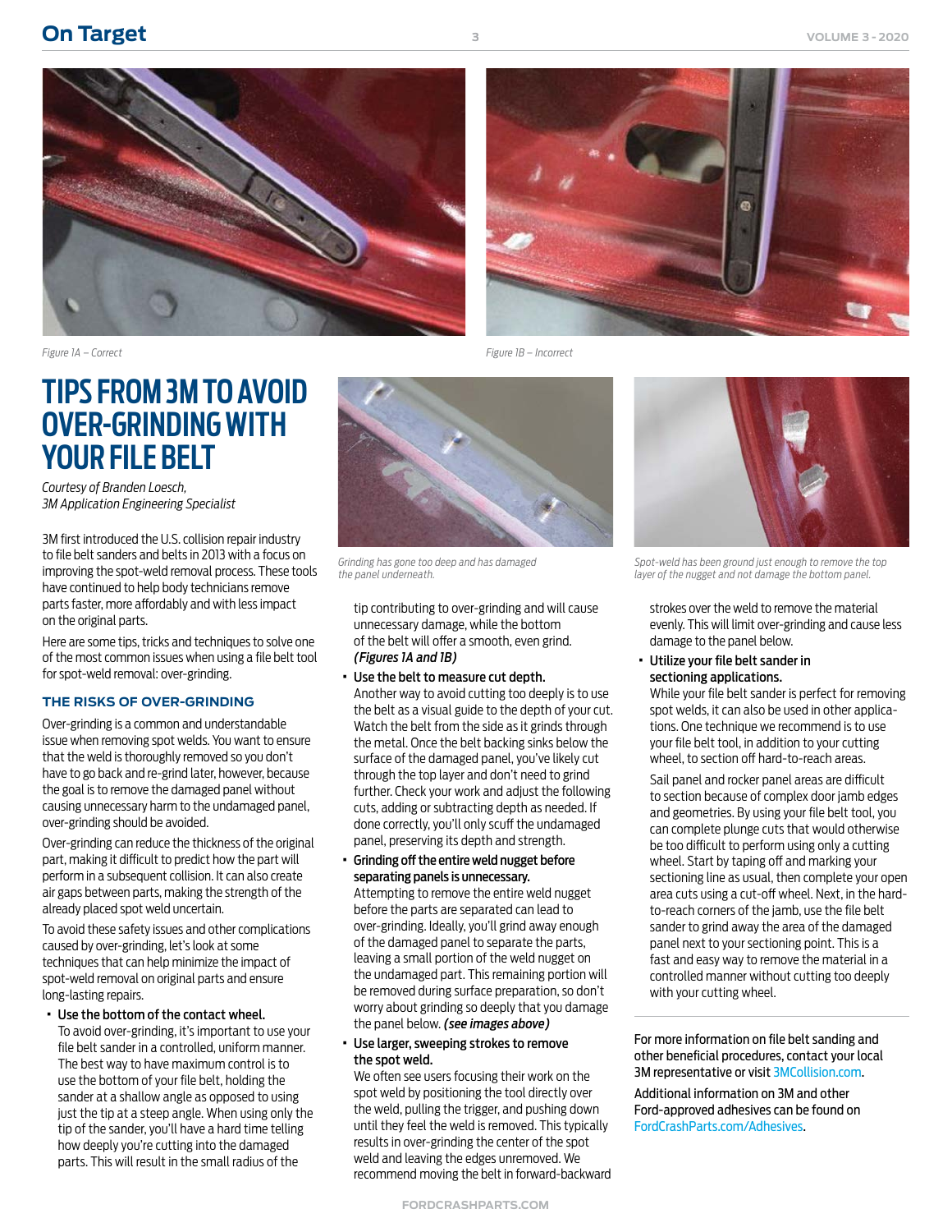*Figure 1A – Correct*

*Figure 1B – Incorrect*

# TIPS FROM 3M TO AVOID OVER-GRINDING WITH YOUR FILE BELT

*Courtesy of Branden Loesch,*
*3M Application Engineering Specialist*

3M first introduced the U.S. collision repair industry to file belt sanders and belts in 2013 with a focus on improving the spot-weld removal process. These tools have continued to help body technicians remove parts faster, more affordably and with less impact on the original parts.

Here are some tips, tricks and techniques to solve one of the most common issues when using a file belt tool for spot-weld removal: over-grinding.

## THE RISKS OF OVER-GRINDING

Over-grinding is a common and understandable issue when removing spot welds. You want to ensure that the weld is thoroughly removed so you don't have to go back and re-grind later, however, because the goal is to remove the damaged panel without causing unnecessary harm to the undamaged panel, over-grinding should be avoided.

Over-grinding can reduce the thickness of the original part, making it difficult to predict how the part will perform in a subsequent collision. It can also create air gaps between parts, making the strength of the already placed spot weld uncertain.

To avoid these safety issues and other complications caused by over-grinding, let's look at some techniques that can help minimize the impact of spot-weld removal on original parts and ensure long-lasting repairs.

- **Use the bottom of the contact wheel.**
  To avoid over-grinding, it's important to use your file belt sander in a controlled, uniform manner. The best way to have maximum control is to use the bottom of your file belt, holding the sander at a shallow angle as opposed to using just the tip at a steep angle. When using only the tip of the sander, you'll have a hard time telling how deeply you're cutting into the damaged parts. This will result in the small radius of the tip contributing to over-grinding and will cause unnecessary damage, while the bottom of the belt will offer a smooth, even grind. ***(Figures 1A and 1B)***

*Grinding has gone too deep and has damaged the panel underneath.*

*Spot-weld has been ground just enough to remove the top layer of the nugget and not damage the bottom panel.*

- **Use the belt to measure cut depth.**
  Another way to avoid cutting too deeply is to use the belt as a visual guide to the depth of your cut. Watch the belt from the side as it grinds through the metal. Once the belt backing sinks below the surface of the damaged panel, you've likely cut through the top layer and don't need to grind further. Check your work and adjust the following cuts, adding or subtracting depth as needed. If done correctly, you'll only scuff the undamaged panel, preserving its depth and strength.
- **Grinding off the entire weld nugget before separating panels is unnecessary.**
  Attempting to remove the entire weld nugget before the parts are separated can lead to over-grinding. Ideally, you'll grind away enough of the damaged panel to separate the parts, leaving a small portion of the weld nugget on the undamaged part. This remaining portion will be removed during surface preparation, so don't worry about grinding so deeply that you damage the panel below. ***(see images above)***
- **Use larger, sweeping strokes to remove the spot weld.**
  We often see users focusing their work on the spot weld by positioning the tool directly over the weld, pulling the trigger, and pushing down until they feel the weld is removed. This typically results in over-grinding the center of the spot weld and leaving the edges unremoved. We recommend moving the belt in forward-backward strokes over the weld to remove the material evenly. This will limit over-grinding and cause less damage to the panel below.
- **Utilize your file belt sander in sectioning applications.**
  While your file belt sander is perfect for removing spot welds, it can also be used in other applications. One technique we recommend is to use your file belt tool, in addition to your cutting wheel, to section off hard-to-reach areas.

  Sail panel and rocker panel areas are difficult to section because of complex door jamb edges and geometries. By using your file belt tool, you can complete plunge cuts that would otherwise be too difficult to perform using only a cutting wheel. Start by taping off and marking your sectioning line as usual, then complete your open area cuts using a cut-off wheel. Next, in the hard-to-reach corners of the jamb, use the file belt sander to grind away the area of the damaged panel next to your sectioning point. This is a fast and easy way to remove the material in a controlled manner without cutting too deeply with your cutting wheel.

For more information on file belt sanding and other beneficial procedures, contact your local 3M representative or visit 3MCollision.com.

Additional information on 3M and other Ford-approved adhesives can be found on FordCrashParts.com/Adhesives.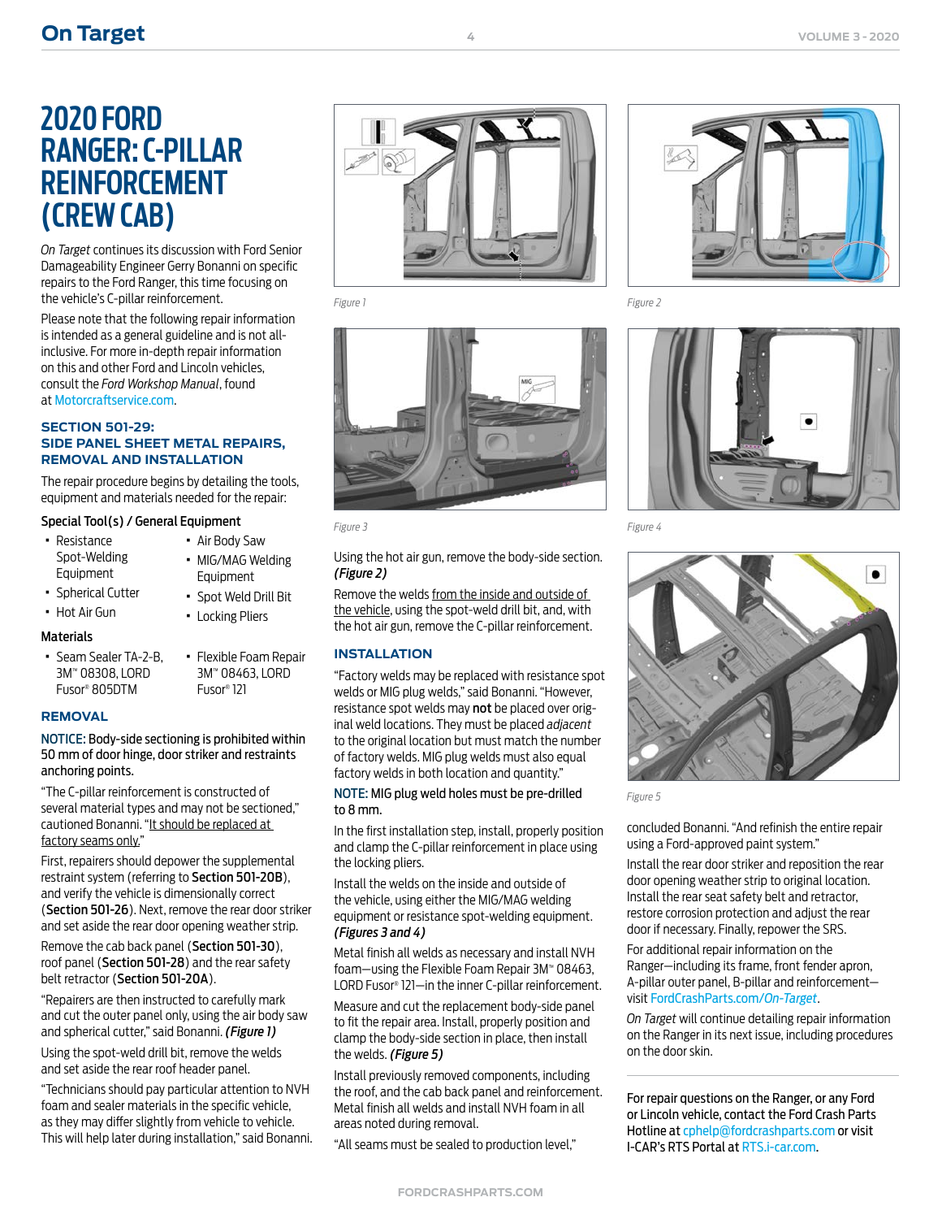# 2020 FORD RANGER: C-PILLAR REINFORCEMENT (CREW CAB)

*On Target* continues its discussion with Ford Senior Damageability Engineer Gerry Bonanni on specific repairs to the Ford Ranger, this time focusing on the vehicle's C-pillar reinforcement.

Please note that the following repair information is intended as a general guideline and is not all-inclusive. For more in-depth repair information on this and other Ford and Lincoln vehicles, consult the *Ford Workshop Manual*, found at Motorcraftservice.com.

## SECTION 501-29: SIDE PANEL SHEET METAL REPAIRS, REMOVAL AND INSTALLATION

The repair procedure begins by detailing the tools, equipment and materials needed for the repair:

### Special Tool(s) / General Equipment

- Resistance Spot-Welding Equipment
- Spherical Cutter
- Hot Air Gun
- Air Body Saw
- MIG/MAG Welding Equipment
- Spot Weld Drill Bit
- Locking Pliers

### Materials

- Seam Sealer TA-2-B, 3M™ 08308, LORD Fusor® 805DTM
- Flexible Foam Repair 3M™ 08463, LORD Fusor® 121

## REMOVAL

**NOTICE: Body-side sectioning is prohibited within 50 mm of door hinge, door striker and restraints anchoring points.**

"The C-pillar reinforcement is constructed of several material types and may not be sectioned," cautioned Bonanni. "It should be replaced at factory seams only."

First, repairers should depower the supplemental restraint system (referring to **Section 501-20B**), and verify the vehicle is dimensionally correct (**Section 501-26**). Next, remove the rear door striker and set aside the rear door opening weather strip.

Remove the cab back panel (**Section 501-30**), roof panel (**Section 501-28**) and the rear safety belt retractor (**Section 501-20A**).

"Repairers are then instructed to carefully mark and cut the outer panel only, using the air body saw and spherical cutter," said Bonanni. ***(Figure 1)***

Using the spot-weld drill bit, remove the welds and set aside the rear roof header panel.

"Technicians should pay particular attention to NVH foam and sealer materials in the specific vehicle, as they may differ slightly from vehicle to vehicle. This will help later during installation," said Bonanni.

*Figure 1*

*Figure 2*

*Figure 3*

*Figure 4*

Using the hot air gun, remove the body-side section. ***(Figure 2)***

Remove the welds from the inside and outside of the vehicle, using the spot-weld drill bit, and, with the hot air gun, remove the C-pillar reinforcement.

## INSTALLATION

"Factory welds may be replaced with resistance spot welds or MIG plug welds," said Bonanni. "However, resistance spot welds may **not** be placed over original weld locations. They must be placed *adjacent* to the original location but must match the number of factory welds. MIG plug welds must also equal factory welds in both location and quantity."

**NOTE: MIG plug weld holes must be pre-drilled to 8 mm.**

In the first installation step, install, properly position and clamp the C-pillar reinforcement in place using the locking pliers.

Install the welds on the inside and outside of the vehicle, using either the MIG/MAG welding equipment or resistance spot-welding equipment. ***(Figures 3 and 4)***

Metal finish all welds as necessary and install NVH foam—using the Flexible Foam Repair 3M™ 08463, LORD Fusor® 121—in the inner C-pillar reinforcement.

Measure and cut the replacement body-side panel to fit the repair area. Install, properly position and clamp the body-side section in place, then install the welds. ***(Figure 5)***

Install previously removed components, including the roof, and the cab back panel and reinforcement. Metal finish all welds and install NVH foam in all areas noted during removal.

"All seams must be sealed to production level," concluded Bonanni. "And refinish the entire repair using a Ford-approved paint system."

*Figure 5*

Install the rear door striker and reposition the rear door opening weather strip to original location. Install the rear seat safety belt and retractor, restore corrosion protection and adjust the rear door if necessary. Finally, repower the SRS.

For additional repair information on the Ranger—including its frame, front fender apron, A-pillar outer panel, B-pillar and reinforcement—visit FordCrashParts.com/*On-Target*.

*On Target* will continue detailing repair information on the Ranger in its next issue, including procedures on the door skin.

For repair questions on the Ranger, or any Ford or Lincoln vehicle, contact the Ford Crash Parts Hotline at cphelp@fordcrashparts.com or visit I-CAR's RTS Portal at RTS.i-car.com.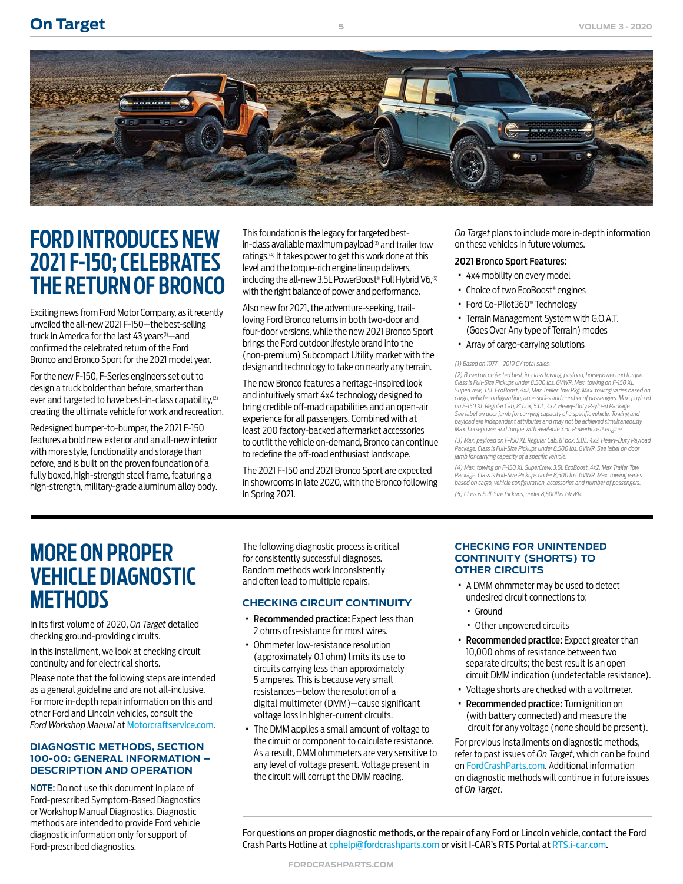# FORD INTRODUCES NEW 2021 F-150; CELEBRATES THE RETURN OF BRONCO

Exciting news from Ford Motor Company, as it recently unveiled the all-new 2021 F-150—the best-selling truck in America for the last 43 years[1]—and confirmed the celebrated return of the Ford Bronco and Bronco Sport for the 2021 model year.

For the new F-150, F-Series engineers set out to design a truck bolder than before, smarter than ever and targeted to have best-in-class capability,[2] creating the ultimate vehicle for work and recreation.

Redesigned bumper-to-bumper, the 2021 F-150 features a bold new exterior and an all-new interior with more style, functionality and storage than before, and is built on the proven foundation of a fully boxed, high-strength steel frame, featuring a high-strength, military-grade aluminum alloy body.

This foundation is the legacy for targeted best-in-class available maximum payload[3] and trailer tow ratings.[4] It takes power to get this work done at this level and the torque-rich engine lineup delivers, including the all-new 3.5L PowerBoost® Full Hybrid V6,[5] with the right balance of power and performance.

Also new for 2021, the adventure-seeking, trail-loving Ford Bronco returns in both two-door and four-door versions, while the new 2021 Bronco Sport brings the Ford outdoor lifestyle brand into the (non-premium) Subcompact Utility market with the design and technology to take on nearly any terrain.

The new Bronco features a heritage-inspired look and intuitively smart 4x4 technology designed to bring credible off-road capabilities and an open-air experience for all passengers. Combined with at least 200 factory-backed aftermarket accessories to outfit the vehicle on-demand, Bronco can continue to redefine the off-road enthusiast landscape.

The 2021 F-150 and 2021 Bronco Sport are expected in showrooms in late 2020, with the Bronco following in Spring 2021.

*On Target* plans to include more in-depth information on these vehicles in future volumes.

**2021 Bronco Sport Features:**

- 4x4 mobility on every model
- Choice of two EcoBoost® engines
- Ford Co-Pilot360™ Technology
- Terrain Management System with G.O.A.T. (Goes Over Any type of Terrain) modes
- Array of cargo-carrying solutions

*(1) Based on 1977 – 2019 CY total sales.*

*(2) Based on projected best-in-class towing, payload, horsepower and torque. Class is Full-Size Pickups under 8,500 lbs. GVWR. Max. towing on F-150 XL SuperCrew, 3.5L EcoBoost, 4x2, Max Trailer Tow Pkg. Max. towing varies based on cargo, vehicle configuration, accessories and number of passengers. Max. payload on F-150 XL Regular Cab, 8' box, 5.0L, 4x2, Heavy-Duty Payload Package. See label on door jamb for carrying capacity of a specific vehicle. Towing and payload are independent attributes and may not be achieved simultaneously. Max. horsepower and torque with available 3.5L PowerBoost® engine.*

*(3) Max. payload on F-150 XL Regular Cab, 8' box, 5.0L, 4x2, Heavy-Duty Payload Package. Class is Full-Size Pickups under 8,500 lbs. GVWR. See label on door jamb for carrying capacity of a specific vehicle.*

*(4) Max. towing on F-150 XL SuperCrew, 3.5L EcoBoost, 4x2, Max Trailer Tow Package. Class is Full-Size Pickups under 8,500 lbs. GVWR. Max. towing varies based on cargo, vehicle configuration, accessories and number of passengers.*

*(5) Class is Full-Size Pickups, under 8,500lbs. GVWR.*

# MORE ON PROPER VEHICLE DIAGNOSTIC METHODS

In its first volume of 2020, *On Target* detailed checking ground-providing circuits.

In this installment, we look at checking circuit continuity and for electrical shorts.

Please note that the following steps are intended as a general guideline and are not all-inclusive. For more in-depth repair information on this and other Ford and Lincoln vehicles, consult the *Ford Workshop Manual* at Motorcraftservice.com.

### DIAGNOSTIC METHODS, SECTION 100-00: GENERAL INFORMATION – DESCRIPTION AND OPERATION

**NOTE:** Do not use this document in place of Ford-prescribed Symptom-Based Diagnostics or Workshop Manual Diagnostics. Diagnostic methods are intended to provide Ford vehicle diagnostic information only for support of Ford-prescribed diagnostics.

The following diagnostic process is critical for consistently successful diagnoses. Random methods work inconsistently and often lead to multiple repairs.

### CHECKING CIRCUIT CONTINUITY

- **Recommended practice:** Expect less than 2 ohms of resistance for most wires.
- Ohmmeter low-resistance resolution (approximately 0.1 ohm) limits its use to circuits carrying less than approximately 5 amperes. This is because very small resistances—below the resolution of a digital multimeter (DMM)—cause significant voltage loss in higher-current circuits.
- The DMM applies a small amount of voltage to the circuit or component to calculate resistance. As a result, DMM ohmmeters are very sensitive to any level of voltage present. Voltage present in the circuit will corrupt the DMM reading.

### CHECKING FOR UNINTENDED CONTINUITY (SHORTS) TO OTHER CIRCUITS

- A DMM ohmmeter may be used to detect undesired circuit connections to:
  - Ground
  - Other unpowered circuits
- **Recommended practice:** Expect greater than 10,000 ohms of resistance between two separate circuits; the best result is an open circuit DMM indication (undetectable resistance).
- Voltage shorts are checked with a voltmeter.
- **Recommended practice:** Turn ignition on (with battery connected) and measure the circuit for any voltage (none should be present).

For previous installments on diagnostic methods, refer to past issues of *On Target*, which can be found on FordCrashParts.com. Additional information on diagnostic methods will continue in future issues of *On Target*.

For questions on proper diagnostic methods, or the repair of any Ford or Lincoln vehicle, contact the Ford Crash Parts Hotline at cphelp@fordcrashparts.com or visit I-CAR's RTS Portal at RTS.i-car.com.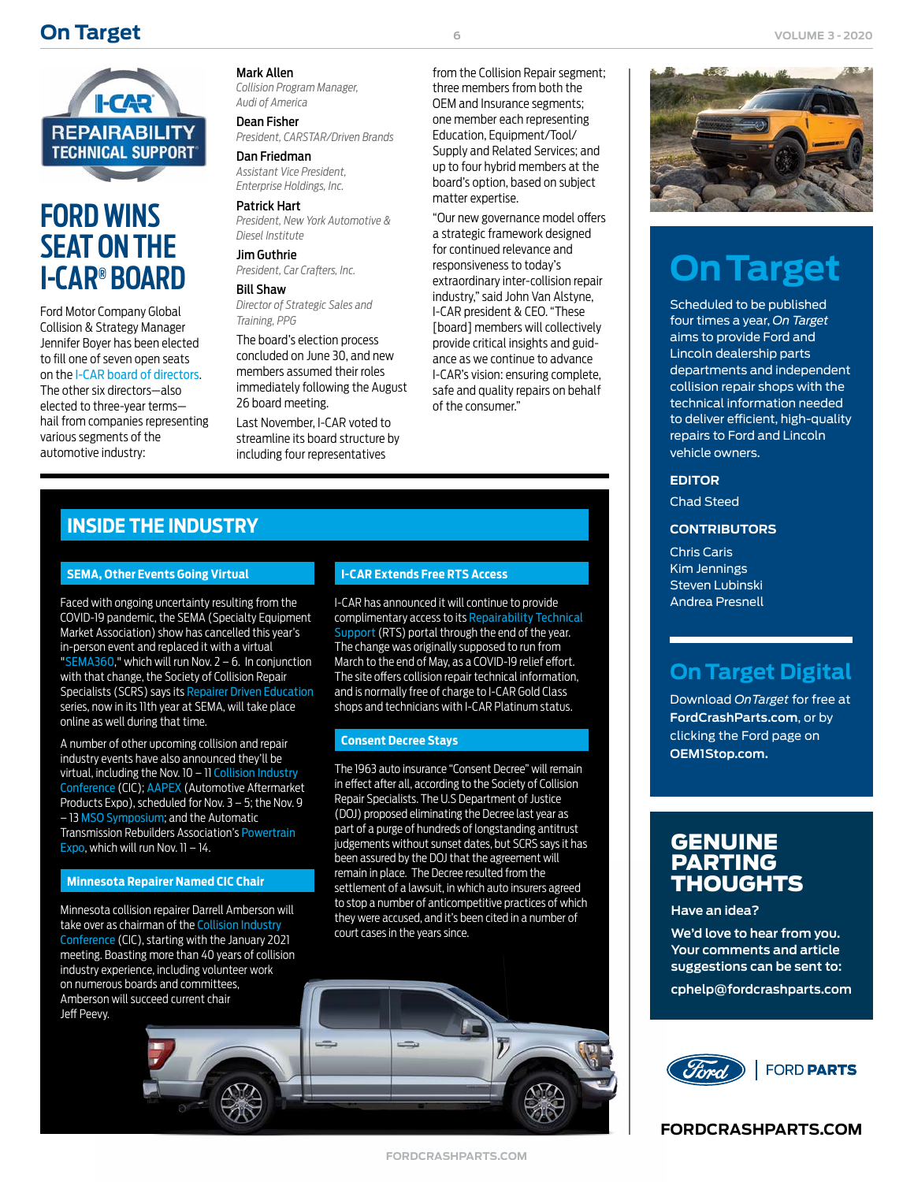I-CAR REPAIRABILITY TECHNICAL SUPPORT

# FORD WINS SEAT ON THE I-CAR® BOARD

Ford Motor Company Global Collision & Strategy Manager Jennifer Boyer has been elected to fill one of seven open seats on the I-CAR board of directors. The other six directors—also elected to three-year terms—hail from companies representing various segments of the automotive industry:

**Mark Allen**
*Collision Program Manager, Audi of America*

**Dean Fisher**
*President, CARSTAR/Driven Brands*

**Dan Friedman**
*Assistant Vice President, Enterprise Holdings, Inc.*

**Patrick Hart**
*President, New York Automotive & Diesel Institute*

**Jim Guthrie**
*President, Car Crafters, Inc.*

**Bill Shaw**
*Director of Strategic Sales and Training, PPG*

The board's election process concluded on June 30, and new members assumed their roles immediately following the August 26 board meeting.

Last November, I-CAR voted to streamline its board structure by including four representatives from the Collision Repair segment; three members from both the OEM and Insurance segments; one member each representing Education, Equipment/Tool/Supply and Related Services; and up to four hybrid members at the board's option, based on subject matter expertise.

"Our new governance model offers a strategic framework designed for continued relevance and responsiveness to today's extraordinary inter-collision repair industry," said John Van Alstyne, I-CAR president & CEO. "These [board] members will collectively provide critical insights and guidance as we continue to advance I-CAR's vision: ensuring complete, safe and quality repairs on behalf of the consumer."

## INSIDE THE INDUSTRY

### SEMA, Other Events Going Virtual

Faced with ongoing uncertainty resulting from the COVID-19 pandemic, the SEMA (Specialty Equipment Market Association) show has cancelled this year's in-person event and replaced it with a virtual "SEMA360," which will run Nov. 2 – 6. In conjunction with that change, the Society of Collision Repair Specialists (SCRS) says its Repairer Driven Education series, now in its 11th year at SEMA, will take place online as well during that time.

A number of other upcoming collision and repair industry events have also announced they'll be virtual, including the Nov. 10 – 11 Collision Industry Conference (CIC); AAPEX (Automotive Aftermarket Products Expo), scheduled for Nov. 3 – 5; the Nov. 9 – 13 MSO Symposium; and the Automatic Transmission Rebuilders Association's Powertrain Expo, which will run Nov. 11 – 14.

### Minnesota Repairer Named CIC Chair

Minnesota collision repairer Darrell Amberson will take over as chairman of the Collision Industry Conference (CIC), starting with the January 2021 meeting. Boasting more than 40 years of collision industry experience, including volunteer work on numerous boards and committees, Amberson will succeed current chair Jeff Peevy.

### I-CAR Extends Free RTS Access

I-CAR has announced it will continue to provide complimentary access to its Repairability Technical Support (RTS) portal through the end of the year. The change was originally supposed to run from March to the end of May, as a COVID-19 relief effort. The site offers collision repair technical information, and is normally free of charge to I-CAR Gold Class shops and technicians with I-CAR Platinum status.

### Consent Decree Stays

The 1963 auto insurance "Consent Decree" will remain in effect after all, according to the Society of Collision Repair Specialists. The U.S Department of Justice (DOJ) proposed eliminating the Decree last year as part of a purge of hundreds of longstanding antitrust judgements without sunset dates, but SCRS says it has been assured by the DOJ that the agreement will remain in place. The Decree resulted from the settlement of a lawsuit, in which auto insurers agreed to stop a number of anticompetitive practices of which they were accused, and it's been cited in a number of court cases in the years since.

## On Target

Scheduled to be published four times a year, *On Target* aims to provide Ford and Lincoln dealership parts departments and independent collision repair shops with the technical information needed to deliver efficient, high-quality repairs to Ford and Lincoln vehicle owners.

**EDITOR**

Chad Steed

**CONTRIBUTORS**

Chris Caris
Kim Jennings
Steven Lubinski
Andrea Presnell

## On Target Digital

Download *On Target* for free at **FordCrashParts.com**, or by clicking the Ford page on **OEM1Stop.com.**

## GENUINE PARTING THOUGHTS

**Have an idea?**

**We'd love to hear from you. Your comments and article suggestions can be sent to:**

**cphelp@fordcrashparts.com**

FORD PARTS

**FORDCRASHPARTS.COM**